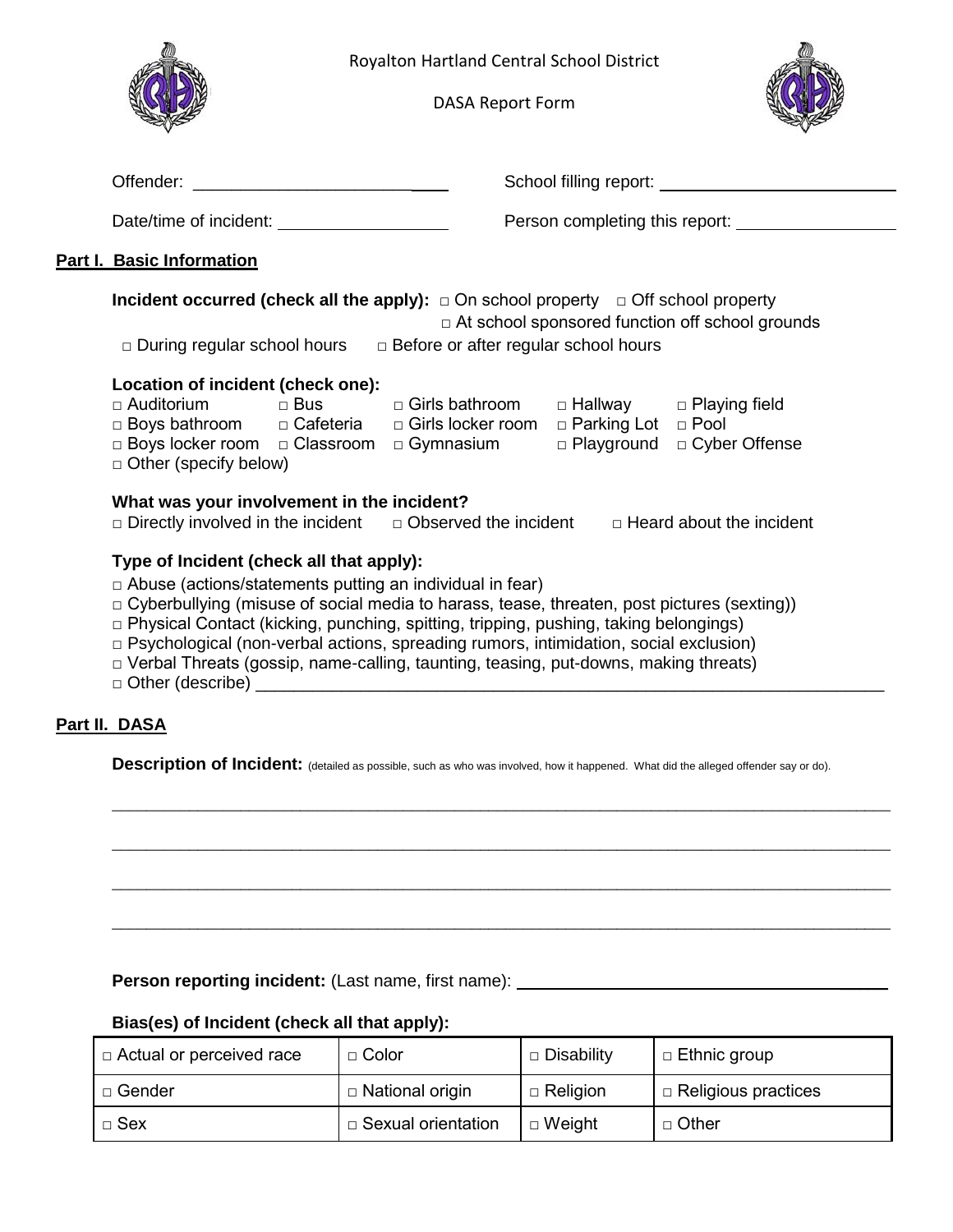Royalton Hartland Central School District

DASA Report Form

Offender: ___________________________ School filling report: ___________________________

Date/time of incident: ___________________ Person completing this report: __________________

## Part I. Basic Information

**Incident occurred (check all the apply):** □ On school property □ Off school property □ At school sponsored function off school grounds

□ During regular school hours □ Before or after regular school hours

**Location of incident (check one):**

| | | | | |
|---|---|---|---|---|
| □ Auditorium | □ Bus | □ Girls bathroom | □ Hallway | □ Playing field |
| □ Boys bathroom | □ Cafeteria | □ Girls locker room | □ Parking Lot | □ Pool |
| □ Boys locker room | □ Classroom | □ Gymnasium | □ Playground | □ Cyber Offense |
| □ Other (specify below) | | | | |

**What was your involvement in the incident?**

□ Directly involved in the incident □ Observed the incident □ Heard about the incident

**Type of Incident (check all that apply):**

□ Abuse (actions/statements putting an individual in fear)
□ Cyberbullying (misuse of social media to harass, tease, threaten, post pictures (sexting))
□ Physical Contact (kicking, punching, spitting, tripping, pushing, taking belongings)
□ Psychological (non-verbal actions, spreading rumors, intimidation, social exclusion)
□ Verbal Threats (gossip, name-calling, taunting, teasing, put-downs, making threats)
□ Other (describe) ___________________________________________________________________

## Part II. DASA

**Description of Incident:** (detailed as possible, such as who was involved, how it happened. What did the alleged offender say or do).

_____________________________________________________________________________________

_____________________________________________________________________________________

_____________________________________________________________________________________

_____________________________________________________________________________________

**Person reporting incident:** (Last name, first name): ___________________________________

**Bias(es) of Incident (check all that apply):**

| | | | |
|---|---|---|---|
| □ Actual or perceived race | □ Color | □ Disability | □ Ethnic group |
| □ Gender | □ National origin | □ Religion | □ Religious practices |
| □ Sex | □ Sexual orientation | □ Weight | □ Other |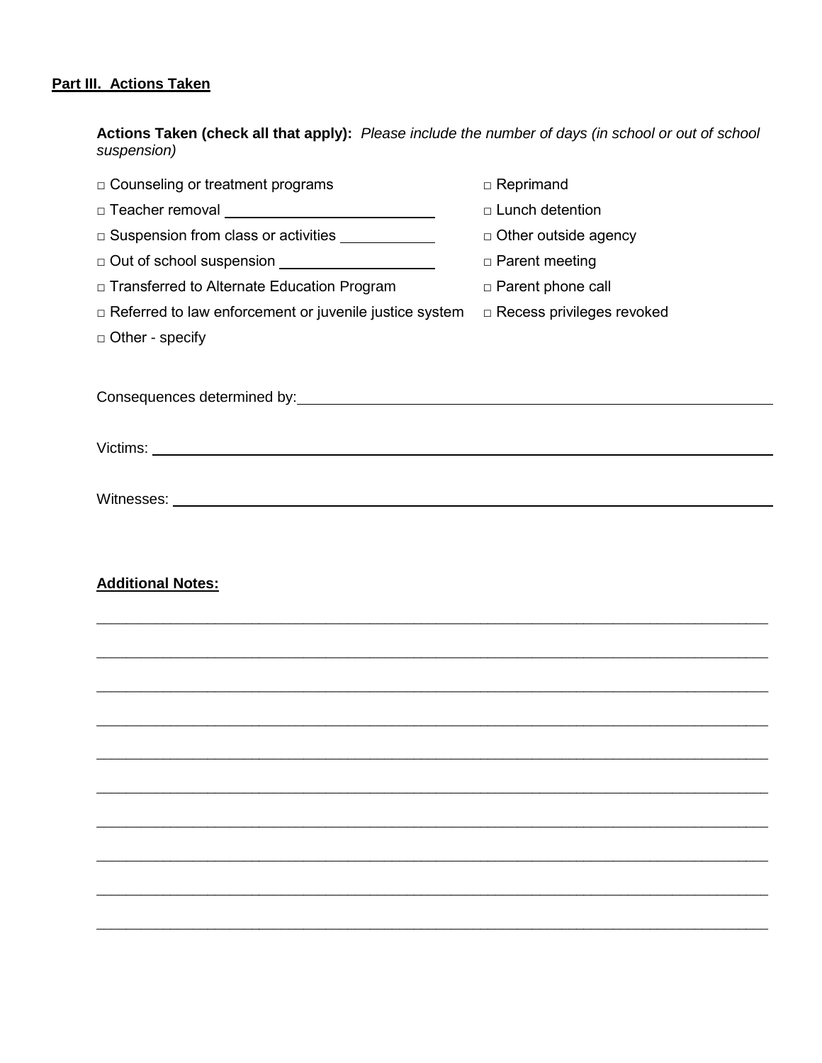**Part III. Actions Taken**

**Actions Taken (check all that apply):** *Please include the number of days (in school or out of school suspension)*

□ Counseling or treatment programs

□ Teacher removal ____________________

□ Suspension from class or activities __________

□ Out of school suspension ______________

□ Transferred to Alternate Education Program

□ Referred to law enforcement or juvenile justice system

□ Other - specify

□ Reprimand

□ Lunch detention

□ Other outside agency

□ Parent meeting

□ Parent phone call

□ Recess privileges revoked

Consequences determined by: ________________________________________________

Victims: ________________________________________________________________

Witnesses: ______________________________________________________________

**Additional Notes:**

______________________________________________________________________

______________________________________________________________________

______________________________________________________________________

______________________________________________________________________

______________________________________________________________________

______________________________________________________________________

______________________________________________________________________

______________________________________________________________________

______________________________________________________________________

______________________________________________________________________